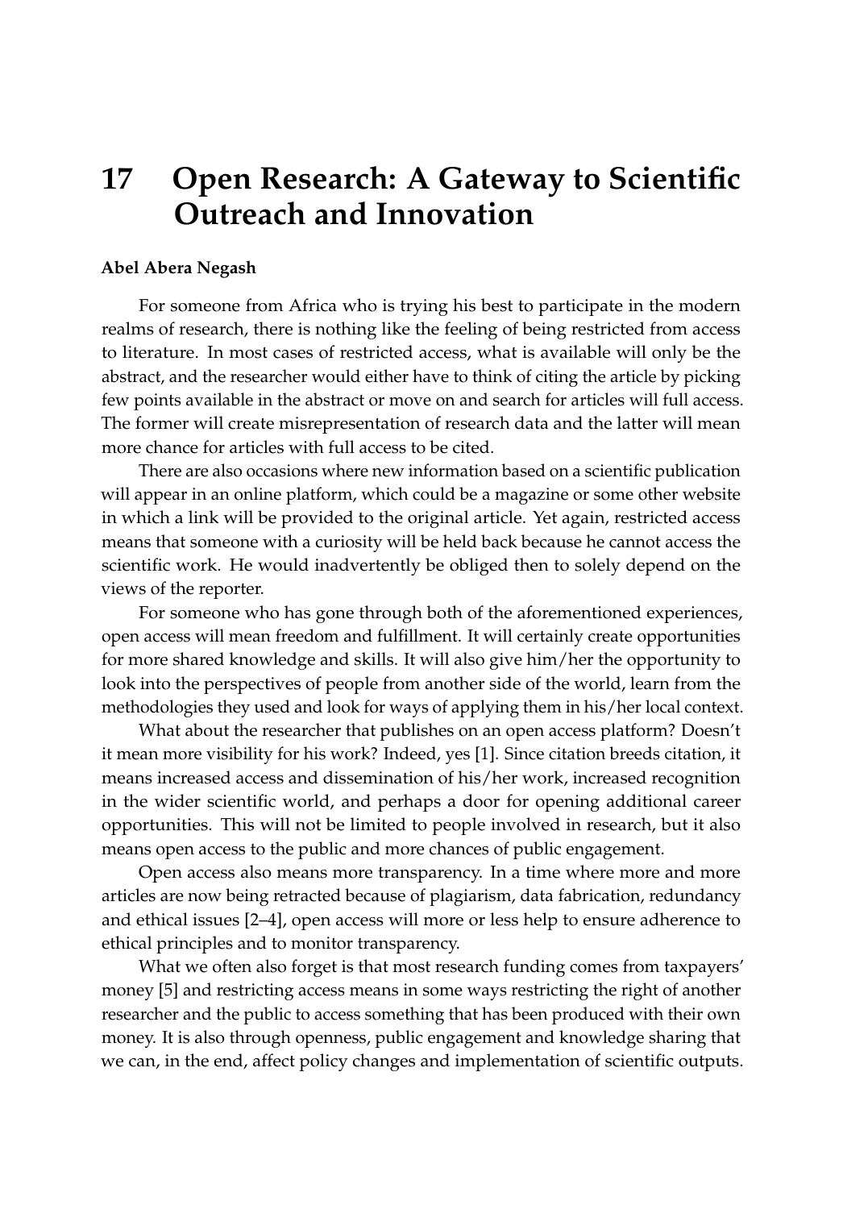# 17 Open Research: A Gateway to Scientific Outreach and Innovation

**Abel Abera Negash**

For someone from Africa who is trying his best to participate in the modern realms of research, there is nothing like the feeling of being restricted from access to literature. In most cases of restricted access, what is available will only be the abstract, and the researcher would either have to think of citing the article by picking few points available in the abstract or move on and search for articles will full access. The former will create misrepresentation of research data and the latter will mean more chance for articles with full access to be cited.

There are also occasions where new information based on a scientific publication will appear in an online platform, which could be a magazine or some other website in which a link will be provided to the original article. Yet again, restricted access means that someone with a curiosity will be held back because he cannot access the scientific work. He would inadvertently be obliged then to solely depend on the views of the reporter.

For someone who has gone through both of the aforementioned experiences, open access will mean freedom and fulfillment. It will certainly create opportunities for more shared knowledge and skills. It will also give him/her the opportunity to look into the perspectives of people from another side of the world, learn from the methodologies they used and look for ways of applying them in his/her local context.

What about the researcher that publishes on an open access platform? Doesn't it mean more visibility for his work? Indeed, yes [1]. Since citation breeds citation, it means increased access and dissemination of his/her work, increased recognition in the wider scientific world, and perhaps a door for opening additional career opportunities. This will not be limited to people involved in research, but it also means open access to the public and more chances of public engagement.

Open access also means more transparency. In a time where more and more articles are now being retracted because of plagiarism, data fabrication, redundancy and ethical issues [2–4], open access will more or less help to ensure adherence to ethical principles and to monitor transparency.

What we often also forget is that most research funding comes from taxpayers' money [5] and restricting access means in some ways restricting the right of another researcher and the public to access something that has been produced with their own money. It is also through openness, public engagement and knowledge sharing that we can, in the end, affect policy changes and implementation of scientific outputs.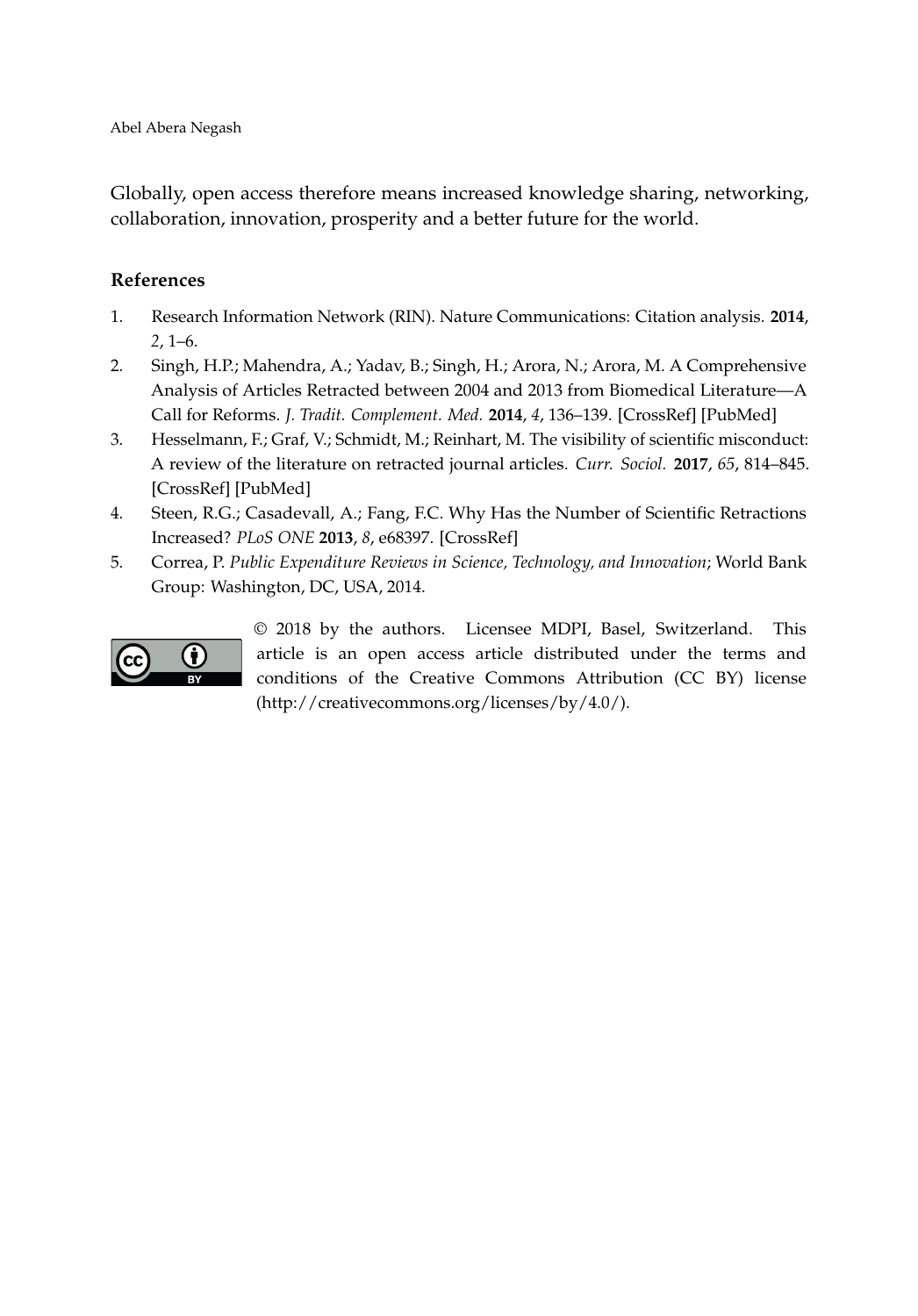Globally, open access therefore means increased knowledge sharing, networking, collaboration, innovation, prosperity and a better future for the world.

## References

1. Research Information Network (RIN). Nature Communications: Citation analysis. **2014**, *2*, 1–6.
2. Singh, H.P.; Mahendra, A.; Yadav, B.; Singh, H.; Arora, N.; Arora, M. A Comprehensive Analysis of Articles Retracted between 2004 and 2013 from Biomedical Literature—A Call for Reforms. *J. Tradit. Complement. Med.* **2014**, *4*, 136–139. [CrossRef] [PubMed]
3. Hesselmann, F.; Graf, V.; Schmidt, M.; Reinhart, M. The visibility of scientific misconduct: A review of the literature on retracted journal articles. *Curr. Sociol.* **2017**, *65*, 814–845. [CrossRef] [PubMed]
4. Steen, R.G.; Casadevall, A.; Fang, F.C. Why Has the Number of Scientific Retractions Increased? *PLoS ONE* **2013**, *8*, e68397. [CrossRef]
5. Correa, P. *Public Expenditure Reviews in Science, Technology, and Innovation*; World Bank Group: Washington, DC, USA, 2014.

© 2018 by the authors. Licensee MDPI, Basel, Switzerland. This article is an open access article distributed under the terms and conditions of the Creative Commons Attribution (CC BY) license (http://creativecommons.org/licenses/by/4.0/).